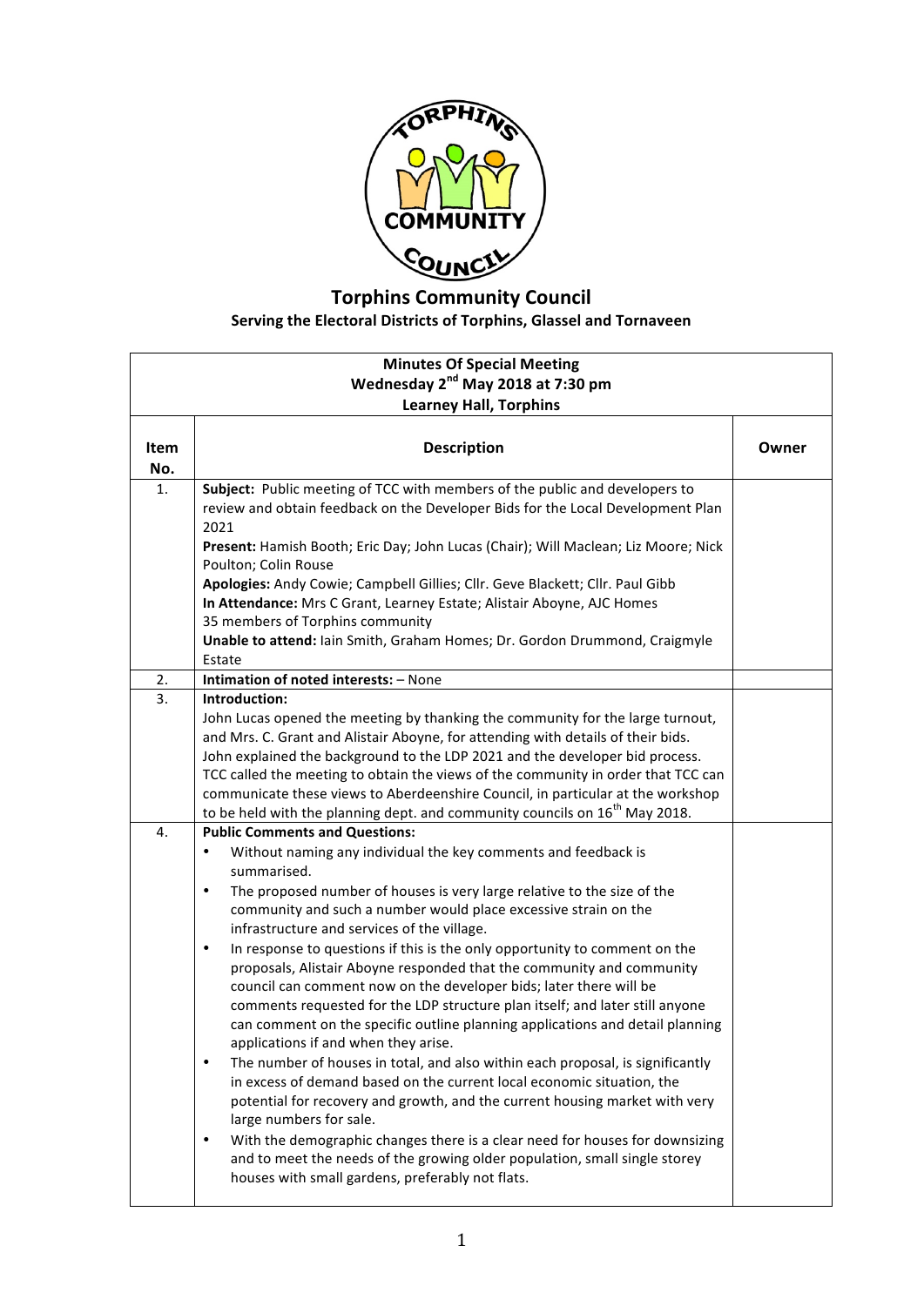# Torphins Community Council

**Serving the Electoral Districts of Torphins, Glassel and Tornaveen**

| **Minutes Of Special Meeting<br>Wednesday 2nd May 2018 at 7:30 pm<br>Learney Hall, Torphins** | | |
|---|---|---|
| **Item No.** | **Description** | **Owner** |
| 1. | **Subject:** Public meeting of TCC with members of the public and developers to review and obtain feedback on the Developer Bids for the Local Development Plan 2021<br>**Present:** Hamish Booth; Eric Day; John Lucas (Chair); Will Maclean; Liz Moore; Nick Poulton; Colin Rouse<br>**Apologies:** Andy Cowie; Campbell Gillies; Cllr. Geve Blackett; Cllr. Paul Gibb<br>**In Attendance:** Mrs C Grant, Learney Estate; Alistair Aboyne, AJC Homes<br>35 members of Torphins community<br>**Unable to attend:** Iain Smith, Graham Homes; Dr. Gordon Drummond, Craigmyle Estate | |
| 2. | **Intimation of noted interests:** – None | |
| 3. | **Introduction:**<br>John Lucas opened the meeting by thanking the community for the large turnout, and Mrs. C. Grant and Alistair Aboyne, for attending with details of their bids. John explained the background to the LDP 2021 and the developer bid process. TCC called the meeting to obtain the views of the community in order that TCC can communicate these views to Aberdeenshire Council, in particular at the workshop to be held with the planning dept. and community councils on 16th May 2018. | |
| 4. | **Public Comments and Questions:**<br>• Without naming any individual the key comments and feedback is summarised.<br>• The proposed number of houses is very large relative to the size of the community and such a number would place excessive strain on the infrastructure and services of the village.<br>• In response to questions if this is the only opportunity to comment on the proposals, Alistair Aboyne responded that the community and community council can comment now on the developer bids; later there will be comments requested for the LDP structure plan itself; and later still anyone can comment on the specific outline planning applications and detail planning applications if and when they arise.<br>• The number of houses in total, and also within each proposal, is significantly in excess of demand based on the current local economic situation, the potential for recovery and growth, and the current housing market with very large numbers for sale.<br>• With the demographic changes there is a clear need for houses for downsizing and to meet the needs of the growing older population, small single storey houses with small gardens, preferably not flats. | |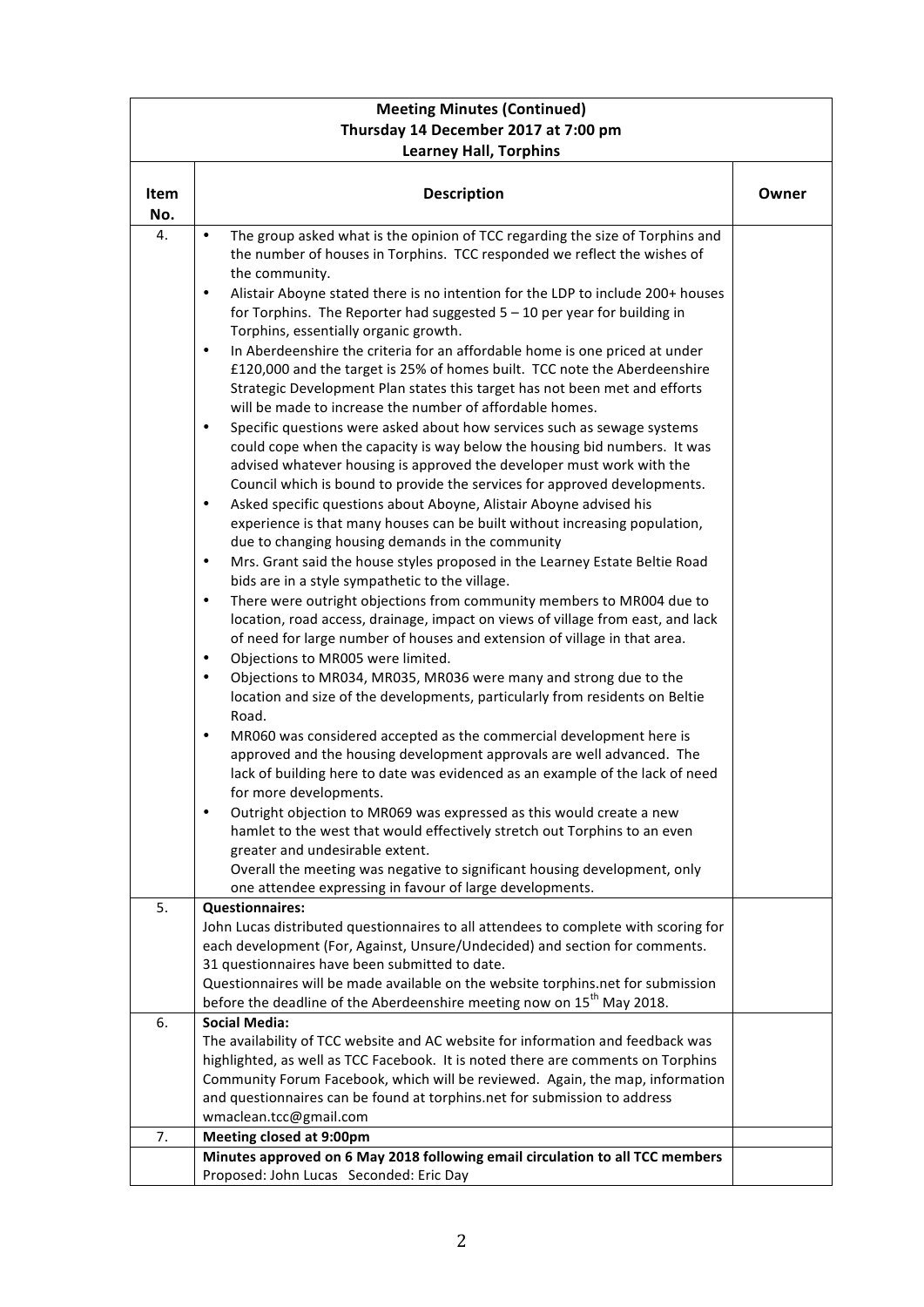| Meeting Minutes (Continued)<br>Thursday 14 December 2017 at 7:00 pm<br>Learney Hall, Torphins | | |
|---|---|---|
| **Item No.** | **Description** | **Owner** |
| 4. | • The group asked what is the opinion of TCC regarding the size of Torphins and the number of houses in Torphins. TCC responded we reflect the wishes of the community.<br>• Alistair Aboyne stated there is no intention for the LDP to include 200+ houses for Torphins. The Reporter had suggested 5 – 10 per year for building in Torphins, essentially organic growth.<br>• In Aberdeenshire the criteria for an affordable home is one priced at under £120,000 and the target is 25% of homes built. TCC note the Aberdeenshire Strategic Development Plan states this target has not been met and efforts will be made to increase the number of affordable homes.<br>• Specific questions were asked about how services such as sewage systems could cope when the capacity is way below the housing bid numbers. It was advised whatever housing is approved the developer must work with the Council which is bound to provide the services for approved developments.<br>• Asked specific questions about Aboyne, Alistair Aboyne advised his experience is that many houses can be built without increasing population, due to changing housing demands in the community<br>• Mrs. Grant said the house styles proposed in the Learney Estate Beltie Road bids are in a style sympathetic to the village.<br>• There were outright objections from community members to MR004 due to location, road access, drainage, impact on views of village from east, and lack of need for large number of houses and extension of village in that area.<br>• Objections to MR005 were limited.<br>• Objections to MR034, MR035, MR036 were many and strong due to the location and size of the developments, particularly from residents on Beltie Road.<br>• MR060 was considered accepted as the commercial development here is approved and the housing development approvals are well advanced. The lack of building here to date was evidenced as an example of the lack of need for more developments.<br>• Outright objection to MR069 was expressed as this would create a new hamlet to the west that would effectively stretch out Torphins to an even greater and undesirable extent.<br>Overall the meeting was negative to significant housing development, only one attendee expressing in favour of large developments. | |
| 5. | **Questionnaires:**<br>John Lucas distributed questionnaires to all attendees to complete with scoring for each development (For, Against, Unsure/Undecided) and section for comments.<br>31 questionnaires have been submitted to date.<br>Questionnaires will be made available on the website torphins.net for submission before the deadline of the Aberdeenshire meeting now on 15th May 2018. | |
| 6. | **Social Media:**<br>The availability of TCC website and AC website for information and feedback was highlighted, as well as TCC Facebook. It is noted there are comments on Torphins Community Forum Facebook, which will be reviewed. Again, the map, information and questionnaires can be found at torphins.net for submission to address wmaclean.tcc@gmail.com | |
| 7. | **Meeting closed at 9:00pm** | |
| | **Minutes approved on 6 May 2018 following email circulation to all TCC members**<br>Proposed: John Lucas Seconded: Eric Day | |